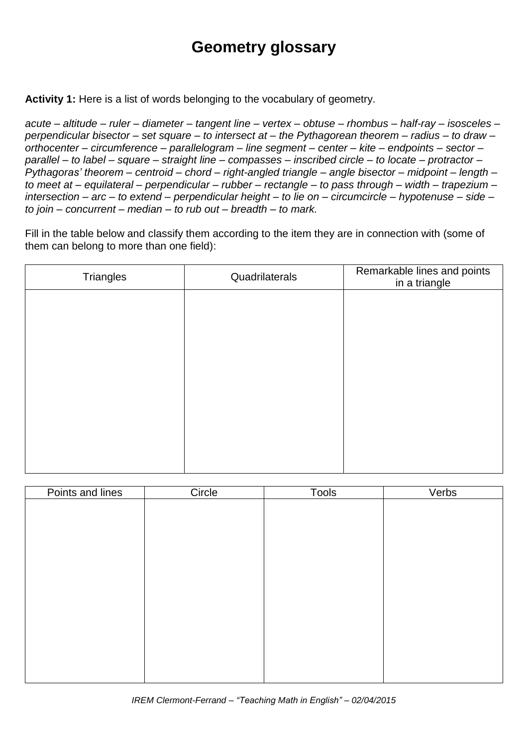# Geometry glossary

**Activity 1:** Here is a list of words belonging to the vocabulary of geometry.

*acute – altitude – ruler – diameter – tangent line – vertex – obtuse – rhombus – half-ray – isosceles – perpendicular bisector – set square – to intersect at – the Pythagorean theorem – radius – to draw – orthocenter – circumference – parallelogram – line segment – center – kite – endpoints – sector – parallel – to label – square – straight line – compasses – inscribed circle – to locate – protractor – Pythagoras' theorem – centroid – chord – right-angled triangle – angle bisector – midpoint – length – to meet at – equilateral – perpendicular – rubber – rectangle – to pass through – width – trapezium – intersection – arc – to extend – perpendicular height – to lie on – circumcircle – hypotenuse – side – to join – concurrent – median – to rub out – breadth – to mark.*

Fill in the table below and classify them according to the item they are in connection with (some of them can belong to more than one field):

| Triangles | Quadrilaterals | Remarkable lines and points in a triangle |
|---|---|---|
| | | |

| Points and lines | Circle | Tools | Verbs |
|---|---|---|---|
| | | | |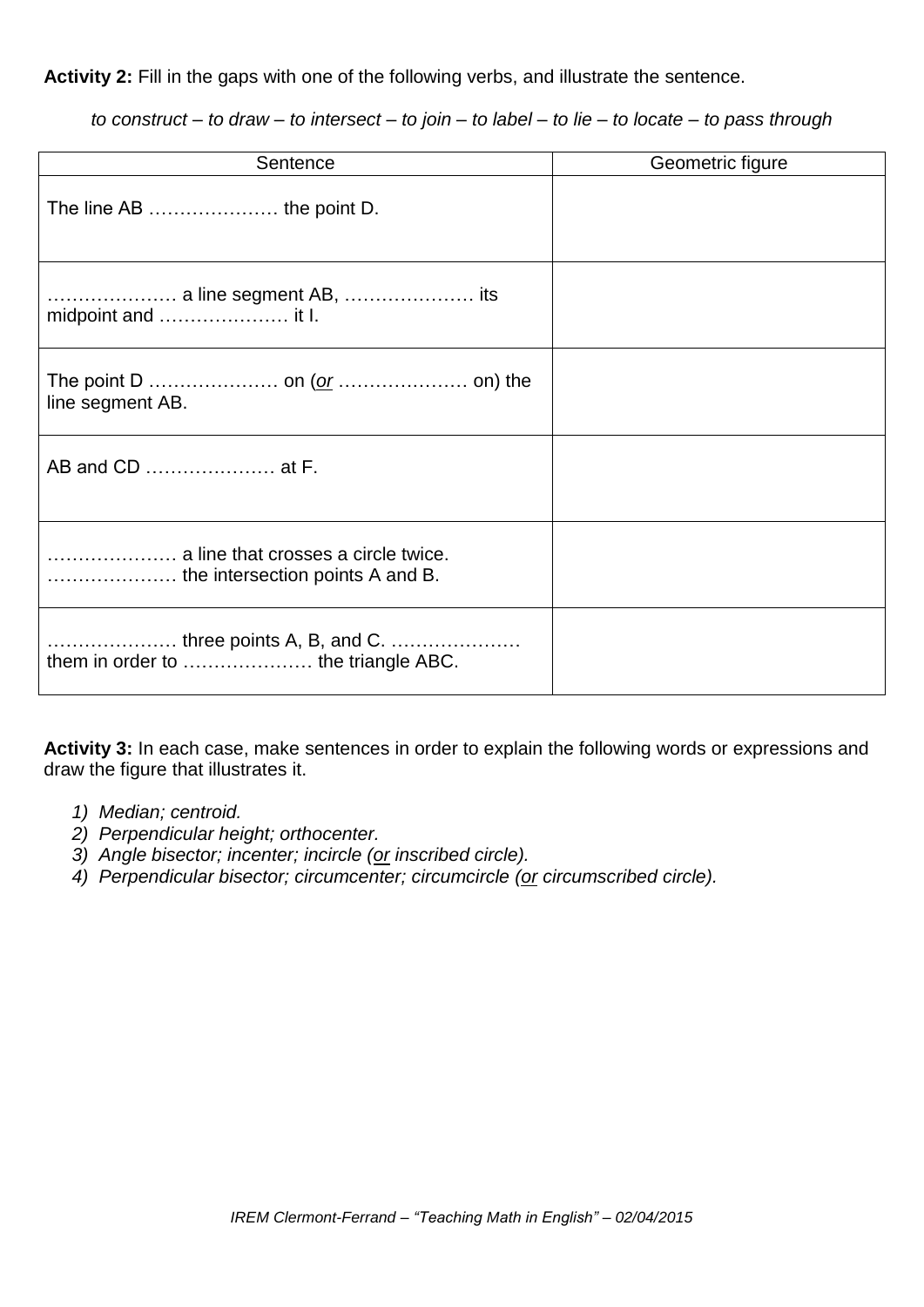**Activity 2:** Fill in the gaps with one of the following verbs, and illustrate the sentence.

*to construct – to draw – to intersect – to join – to label – to lie – to locate – to pass through*

| Sentence | Geometric figure |
|---|---|
| The line AB ………………… the point D. | |
| ………………… a line segment AB, ………………… its midpoint and ………………… it I. | |
| The point D ………………… on (*<u>or</u>* ………………… on) the line segment AB. | |
| AB and CD ………………… at F. | |
| ………………… a line that crosses a circle twice. ………………… the intersection points A and B. | |
| ………………… three points A, B, and C. ………………… them in order to ………………… the triangle ABC. | |

**Activity 3:** In each case, make sentences in order to explain the following words or expressions and draw the figure that illustrates it.

1) *Median; centroid.*
2) *Perpendicular height; orthocenter.*
3) *Angle bisector; incenter; incircle (<u>or</u> inscribed circle).*
4) *Perpendicular bisector; circumcenter; circumcircle (<u>or</u> circumscribed circle).*